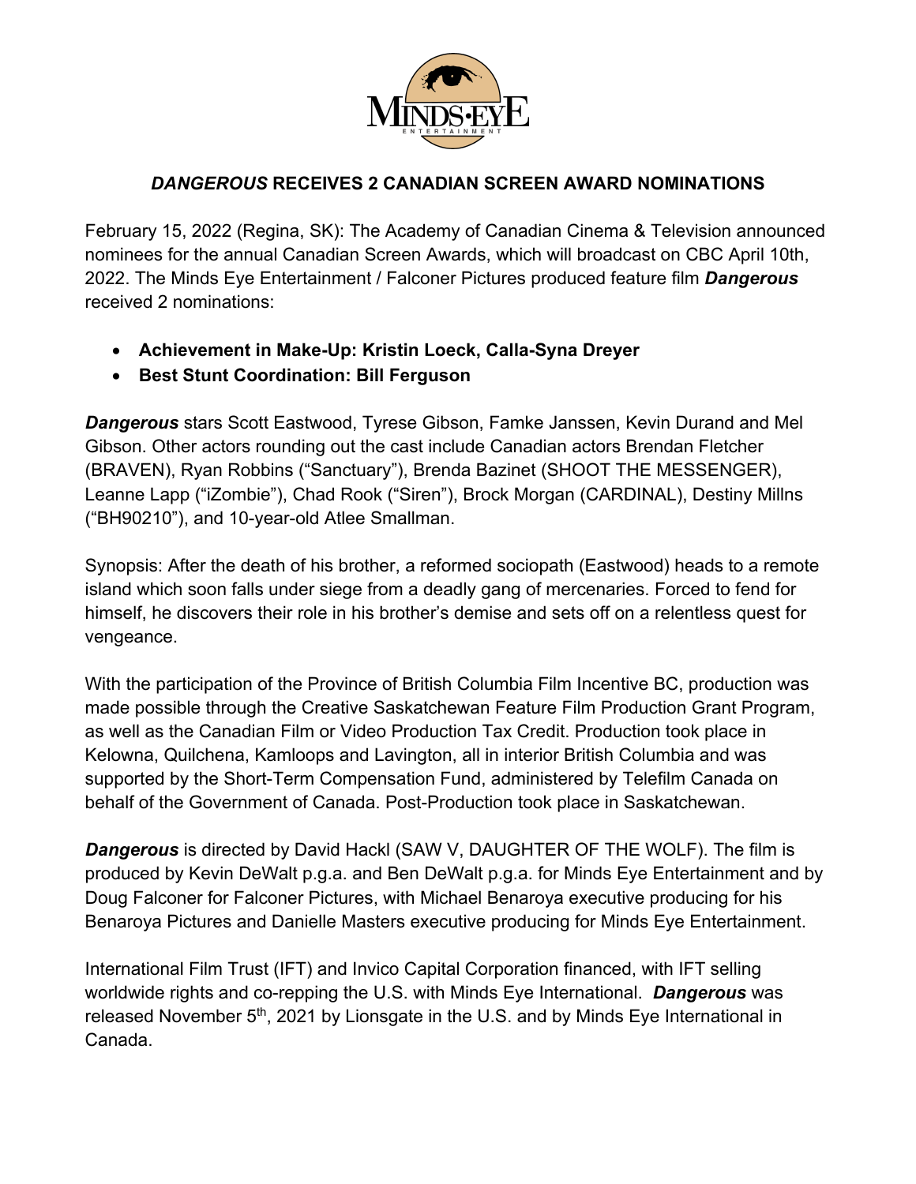# ***DANGEROUS*** RECEIVES 2 CANADIAN SCREEN AWARD NOMINATIONS

February 15, 2022 (Regina, SK): The Academy of Canadian Cinema & Television announced nominees for the annual Canadian Screen Awards, which will broadcast on CBC April 10th, 2022. The Minds Eye Entertainment / Falconer Pictures produced feature film ***Dangerous*** received 2 nominations:

- **Achievement in Make-Up: Kristin Loeck, Calla-Syna Dreyer**
- **Best Stunt Coordination: Bill Ferguson**

***Dangerous*** stars Scott Eastwood, Tyrese Gibson, Famke Janssen, Kevin Durand and Mel Gibson. Other actors rounding out the cast include Canadian actors Brendan Fletcher (BRAVEN), Ryan Robbins ("Sanctuary"), Brenda Bazinet (SHOOT THE MESSENGER), Leanne Lapp ("iZombie"), Chad Rook ("Siren"), Brock Morgan (CARDINAL), Destiny Millns ("BH90210"), and 10-year-old Atlee Smallman.

Synopsis: After the death of his brother, a reformed sociopath (Eastwood) heads to a remote island which soon falls under siege from a deadly gang of mercenaries. Forced to fend for himself, he discovers their role in his brother's demise and sets off on a relentless quest for vengeance.

With the participation of the Province of British Columbia Film Incentive BC, production was made possible through the Creative Saskatchewan Feature Film Production Grant Program, as well as the Canadian Film or Video Production Tax Credit. Production took place in Kelowna, Quilchena, Kamloops and Lavington, all in interior British Columbia and was supported by the Short-Term Compensation Fund, administered by Telefilm Canada on behalf of the Government of Canada. Post-Production took place in Saskatchewan.

***Dangerous*** is directed by David Hackl (SAW V, DAUGHTER OF THE WOLF). The film is produced by Kevin DeWalt p.g.a. and Ben DeWalt p.g.a. for Minds Eye Entertainment and by Doug Falconer for Falconer Pictures, with Michael Benaroya executive producing for his Benaroya Pictures and Danielle Masters executive producing for Minds Eye Entertainment.

International Film Trust (IFT) and Invico Capital Corporation financed, with IFT selling worldwide rights and co-repping the U.S. with Minds Eye International. ***Dangerous*** was released November 5th, 2021 by Lionsgate in the U.S. and by Minds Eye International in Canada.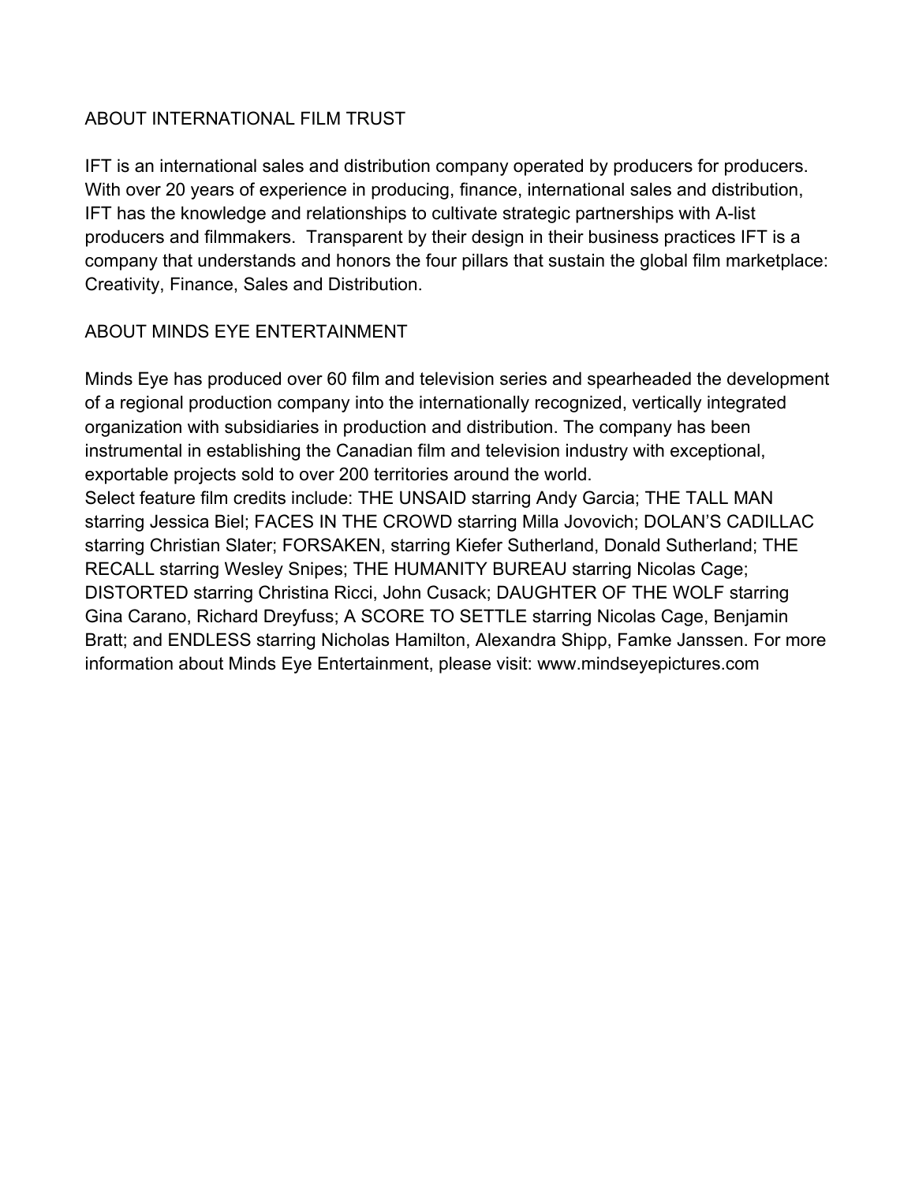## ABOUT INTERNATIONAL FILM TRUST

IFT is an international sales and distribution company operated by producers for producers. With over 20 years of experience in producing, finance, international sales and distribution, IFT has the knowledge and relationships to cultivate strategic partnerships with A-list producers and filmmakers. Transparent by their design in their business practices IFT is a company that understands and honors the four pillars that sustain the global film marketplace: Creativity, Finance, Sales and Distribution.

## ABOUT MINDS EYE ENTERTAINMENT

Minds Eye has produced over 60 film and television series and spearheaded the development of a regional production company into the internationally recognized, vertically integrated organization with subsidiaries in production and distribution. The company has been instrumental in establishing the Canadian film and television industry with exceptional, exportable projects sold to over 200 territories around the world.
Select feature film credits include: THE UNSAID starring Andy Garcia; THE TALL MAN starring Jessica Biel; FACES IN THE CROWD starring Milla Jovovich; DOLAN'S CADILLAC starring Christian Slater; FORSAKEN, starring Kiefer Sutherland, Donald Sutherland; THE RECALL starring Wesley Snipes; THE HUMANITY BUREAU starring Nicolas Cage; DISTORTED starring Christina Ricci, John Cusack; DAUGHTER OF THE WOLF starring Gina Carano, Richard Dreyfuss; A SCORE TO SETTLE starring Nicolas Cage, Benjamin Bratt; and ENDLESS starring Nicholas Hamilton, Alexandra Shipp, Famke Janssen. For more information about Minds Eye Entertainment, please visit: www.mindseyepictures.com